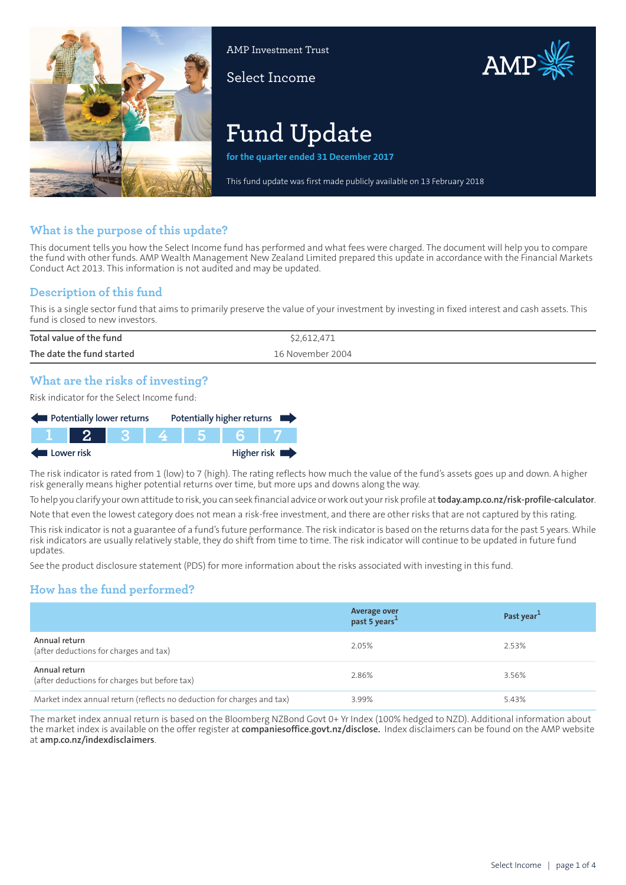AMP Investment Trust

Select Income

# Fund Update

**for the quarter ended 31 December 2017**

This fund update was first made publicly available on 13 February 2018

## What is the purpose of this update?

This document tells you how the Select Income fund has performed and what fees were charged. The document will help you to compare the fund with other funds. AMP Wealth Management New Zealand Limited prepared this update in accordance with the Financial Markets Conduct Act 2013. This information is not audited and may be updated.

## Description of this fund

This is a single sector fund that aims to primarily preserve the value of your investment by investing in fixed interest and cash assets. This fund is closed to new investors.

| | |
|---|---|
| Total value of the fund | $2,612,471 |
| The date the fund started | 16 November 2004 |

## What are the risks of investing?

Risk indicator for the Select Income fund:

Potentially lower returns — Potentially higher returns

| 1 | **2** | 3 | 4 | 5 | 6 | 7 |
|---|---|---|---|---|---|---|

Lower risk — Higher risk

The risk indicator is rated from 1 (low) to 7 (high). The rating reflects how much the value of the fund's assets goes up and down. A higher risk generally means higher potential returns over time, but more ups and downs along the way.

To help you clarify your own attitude to risk, you can seek financial advice or work out your risk profile at **today.amp.co.nz/risk-profile-calculator**.

Note that even the lowest category does not mean a risk-free investment, and there are other risks that are not captured by this rating.

This risk indicator is not a guarantee of a fund's future performance. The risk indicator is based on the returns data for the past 5 years. While risk indicators are usually relatively stable, they do shift from time to time. The risk indicator will continue to be updated in future fund updates.

See the product disclosure statement (PDS) for more information about the risks associated with investing in this fund.

## How has the fund performed?

| | Average over past 5 years[1] | Past year[1] |
|---|---|---|
| Annual return (after deductions for charges and tax) | 2.05% | 2.53% |
| Annual return (after deductions for charges but before tax) | 2.86% | 3.56% |
| Market index annual return (reflects no deduction for charges and tax) | 3.99% | 5.43% |

The market index annual return is based on the Bloomberg NZBond Govt 0+ Yr Index (100% hedged to NZD). Additional information about the market index is available on the offer register at **companiesoffice.govt.nz/disclose.** Index disclaimers can be found on the AMP website at **amp.co.nz/indexdisclaimers**.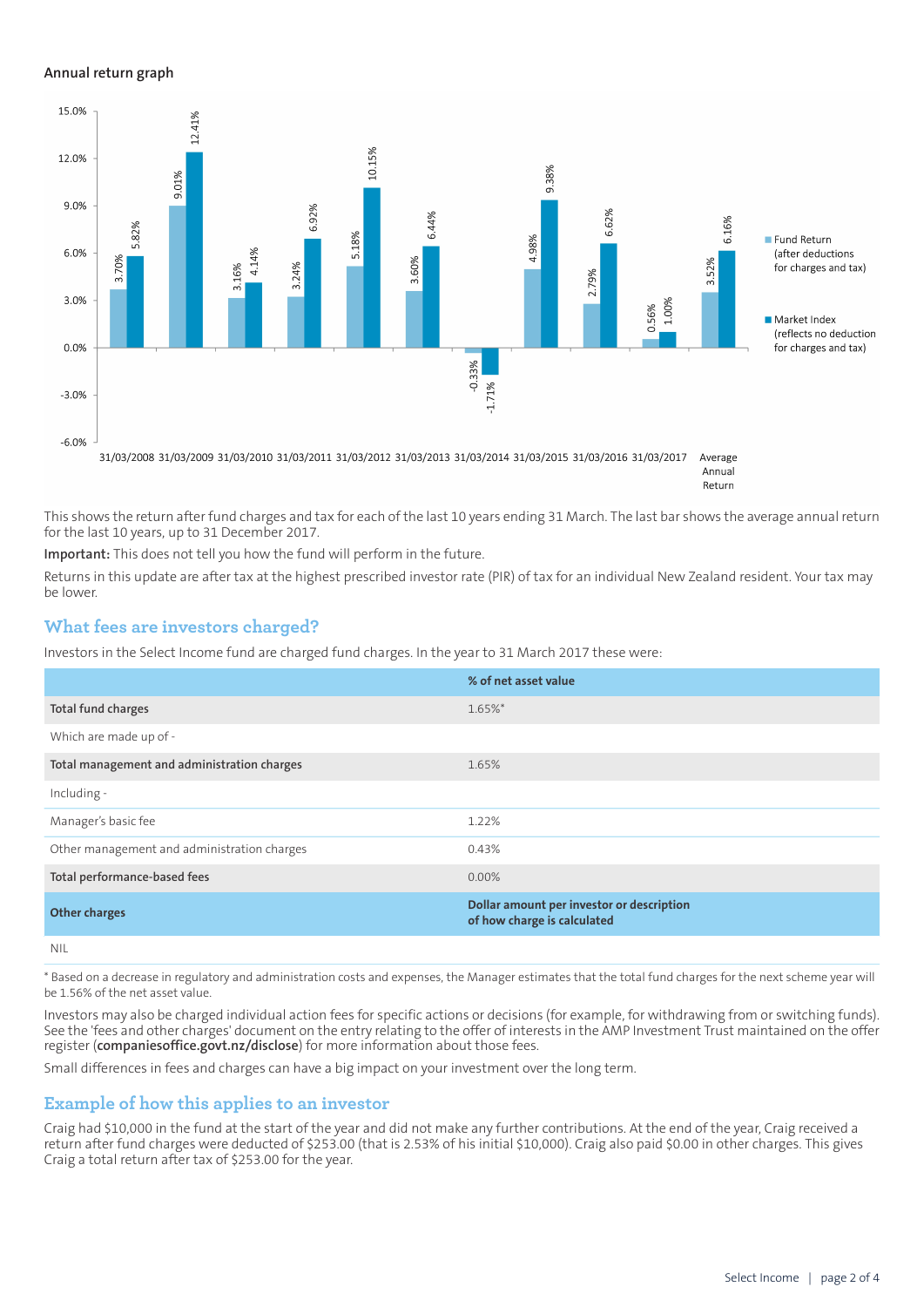### Annual return graph

| Year ending | Fund Return (after deductions for charges and tax) | Market Index (reflects no deduction for charges and tax) |
| --- | --- | --- |
| 31/03/2008 | 3.70% | 5.82% |
| 31/03/2009 | 9.01% | 12.41% |
| 31/03/2010 | 3.16% | 4.14% |
| 31/03/2011 | 3.24% | 6.92% |
| 31/03/2012 | 5.18% | 10.15% |
| 31/03/2013 | 3.60% | 6.44% |
| 31/03/2014 | -0.33% | -1.71% |
| 31/03/2015 | 4.98% | 9.38% |
| 31/03/2016 | 2.79% | 6.62% |
| 31/03/2017 | 0.56% | 1.00% |
| Average Annual Return | 3.52% | 6.16% |

This shows the return after fund charges and tax for each of the last 10 years ending 31 March. The last bar shows the average annual return for the last 10 years, up to 31 December 2017.

**Important:** This does not tell you how the fund will perform in the future.

Returns in this update are after tax at the highest prescribed investor rate (PIR) of tax for an individual New Zealand resident. Your tax may be lower.

## What fees are investors charged?

Investors in the Select Income fund are charged fund charges. In the year to 31 March 2017 these were:

| | % of net asset value |
| --- | --- |
| **Total fund charges** | 1.65%* |
| Which are made up of - | |
| **Total management and administration charges** | 1.65% |
| Including - | |
| Manager's basic fee | 1.22% |
| Other management and administration charges | 0.43% |
| **Total performance-based fees** | 0.00% |
| **Other charges** | **Dollar amount per investor or description of how charge is calculated** |
| NIL | |

* Based on a decrease in regulatory and administration costs and expenses, the Manager estimates that the total fund charges for the next scheme year will be 1.56% of the net asset value.

Investors may also be charged individual action fees for specific actions or decisions (for example, for withdrawing from or switching funds). See the 'fees and other charges' document on the entry relating to the offer of interests in the AMP Investment Trust maintained on the offer register (**companiesoffice.govt.nz/disclose**) for more information about those fees.

Small differences in fees and charges can have a big impact on your investment over the long term.

## Example of how this applies to an investor

Craig had $10,000 in the fund at the start of the year and did not make any further contributions. At the end of the year, Craig received a return after fund charges were deducted of $253.00 (that is 2.53% of his initial $10,000). Craig also paid $0.00 in other charges. This gives Craig a total return after tax of $253.00 for the year.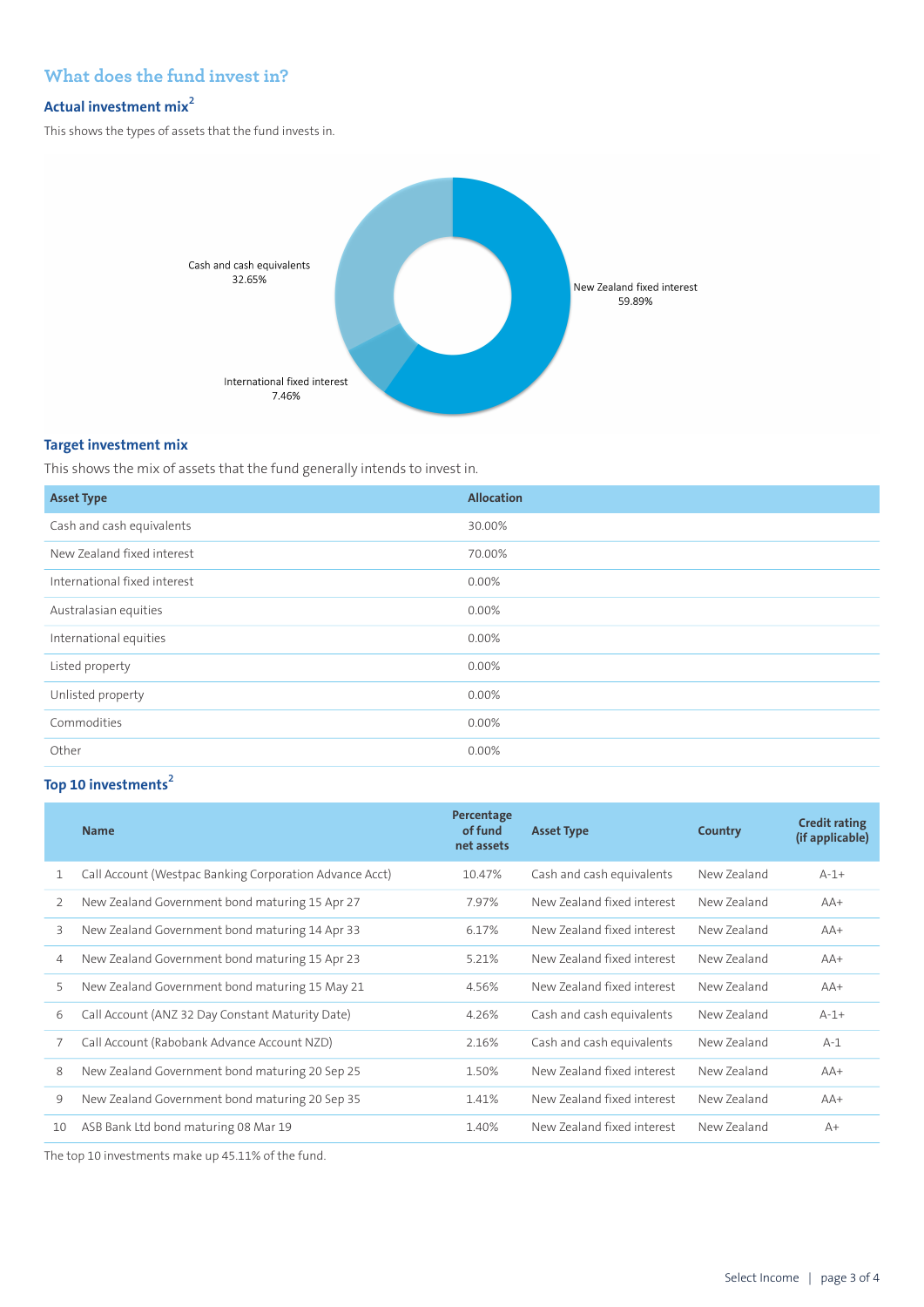## What does the fund invest in?

### Actual investment mix[2]

This shows the types of assets that the fund invests in.

Cash and cash equivalents 32.65%

New Zealand fixed interest 59.89%

International fixed interest 7.46%

### Target investment mix

This shows the mix of assets that the fund generally intends to invest in.

| Asset Type | Allocation |
|---|---|
| Cash and cash equivalents | 30.00% |
| New Zealand fixed interest | 70.00% |
| International fixed interest | 0.00% |
| Australasian equities | 0.00% |
| International equities | 0.00% |
| Listed property | 0.00% |
| Unlisted property | 0.00% |
| Commodities | 0.00% |
| Other | 0.00% |

### Top 10 investments[2]

| | Name | Percentage of fund net assets | Asset Type | Country | Credit rating (if applicable) |
|---|---|---|---|---|---|
| 1 | Call Account (Westpac Banking Corporation Advance Acct) | 10.47% | Cash and cash equivalents | New Zealand | A-1+ |
| 2 | New Zealand Government bond maturing 15 Apr 27 | 7.97% | New Zealand fixed interest | New Zealand | AA+ |
| 3 | New Zealand Government bond maturing 14 Apr 33 | 6.17% | New Zealand fixed interest | New Zealand | AA+ |
| 4 | New Zealand Government bond maturing 15 Apr 23 | 5.21% | New Zealand fixed interest | New Zealand | AA+ |
| 5 | New Zealand Government bond maturing 15 May 21 | 4.56% | New Zealand fixed interest | New Zealand | AA+ |
| 6 | Call Account (ANZ 32 Day Constant Maturity Date) | 4.26% | Cash and cash equivalents | New Zealand | A-1+ |
| 7 | Call Account (Rabobank Advance Account NZD) | 2.16% | Cash and cash equivalents | New Zealand | A-1 |
| 8 | New Zealand Government bond maturing 20 Sep 25 | 1.50% | New Zealand fixed interest | New Zealand | AA+ |
| 9 | New Zealand Government bond maturing 20 Sep 35 | 1.41% | New Zealand fixed interest | New Zealand | AA+ |
| 10 | ASB Bank Ltd bond maturing 08 Mar 19 | 1.40% | New Zealand fixed interest | New Zealand | A+ |

The top 10 investments make up 45.11% of the fund.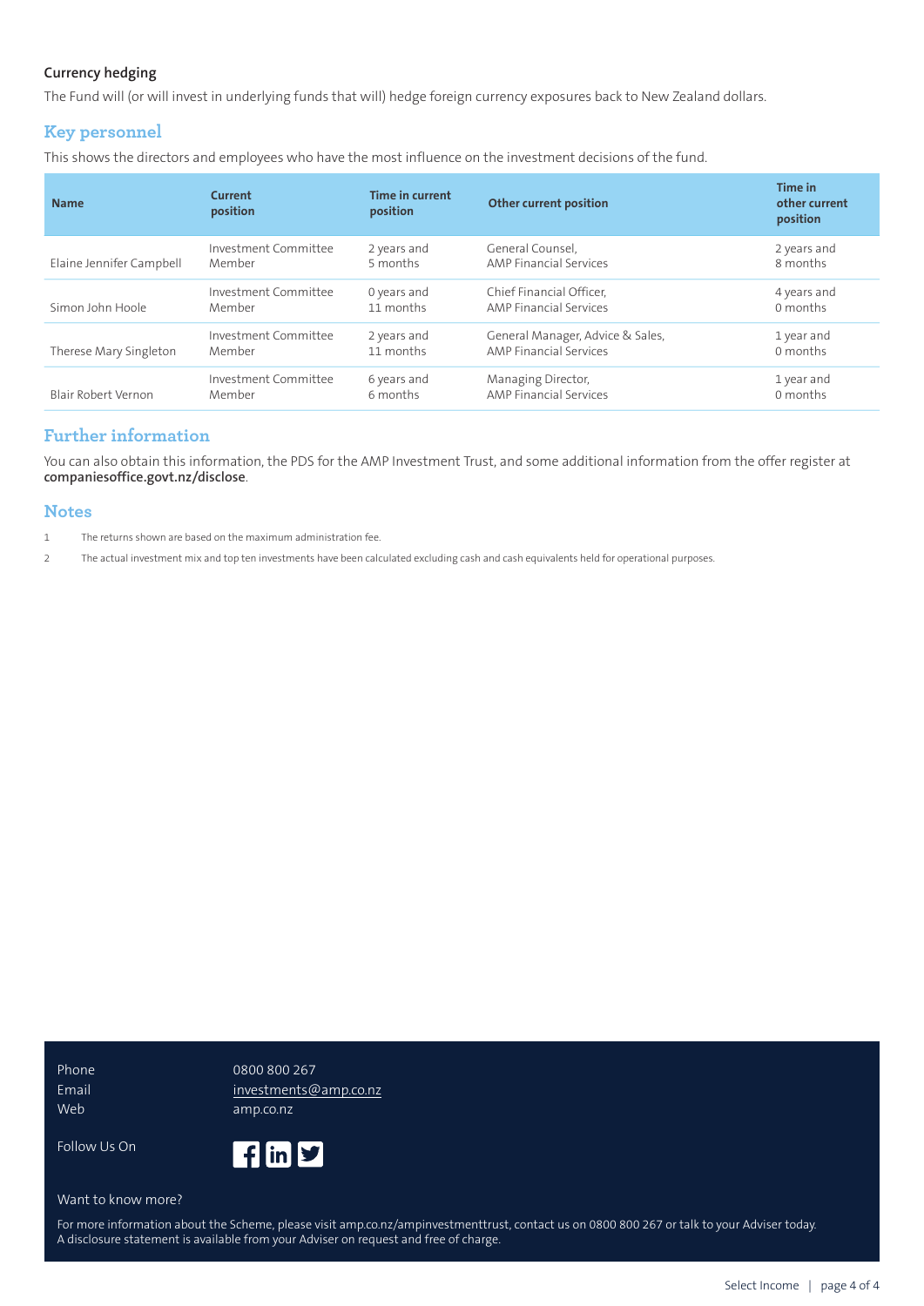**Currency hedging**

The Fund will (or will invest in underlying funds that will) hedge foreign currency exposures back to New Zealand dollars.

## Key personnel

This shows the directors and employees who have the most influence on the investment decisions of the fund.

| Name | Current position | Time in current position | Other current position | Time in other current position |
|---|---|---|---|---|
| Elaine Jennifer Campbell | Investment Committee Member | 2 years and 5 months | General Counsel, AMP Financial Services | 2 years and 8 months |
| Simon John Hoole | Investment Committee Member | 0 years and 11 months | Chief Financial Officer, AMP Financial Services | 4 years and 0 months |
| Therese Mary Singleton | Investment Committee Member | 2 years and 11 months | General Manager, Advice & Sales, AMP Financial Services | 1 year and 0 months |
| Blair Robert Vernon | Investment Committee Member | 6 years and 6 months | Managing Director, AMP Financial Services | 1 year and 0 months |

## Further information

You can also obtain this information, the PDS for the AMP Investment Trust, and some additional information from the offer register at **companiesoffice.govt.nz/disclose**.

## Notes

1 The returns shown are based on the maximum administration fee.

2 The actual investment mix and top ten investments have been calculated excluding cash and cash equivalents held for operational purposes.

Phone 0800 800 267
Email investments@amp.co.nz
Web amp.co.nz

Follow Us On

Want to know more?

For more information about the Scheme, please visit amp.co.nz/ampinvestmenttrust, contact us on 0800 800 267 or talk to your Adviser today. A disclosure statement is available from your Adviser on request and free of charge.